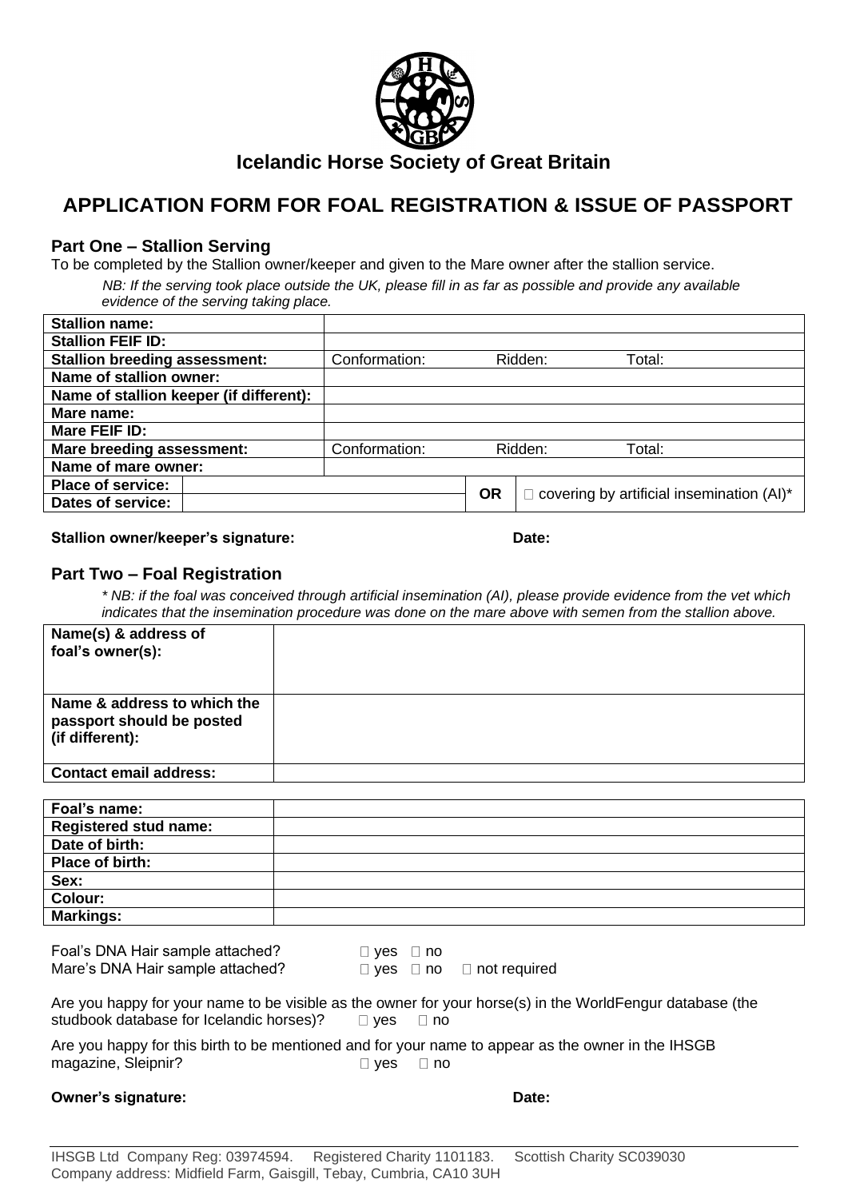## Icelandic Horse Society of Great Britain

# APPLICATION FORM FOR FOAL REGISTRATION & ISSUE OF PASSPORT

### Part One – Stallion Serving

To be completed by the Stallion owner/keeper and given to the Mare owner after the stallion service.

*NB: If the serving took place outside the UK, please fill in as far as possible and provide any available evidence of the serving taking place.*

| | | | |
|---|---|---|---|
| **Stallion name:** | | | |
| **Stallion FEIF ID:** | | | |
| **Stallion breeding assessment:** | Conformation: | Ridden: | Total: |
| **Name of stallion owner:** | | | |
| **Name of stallion keeper (if different):** | | | |
| **Mare name:** | | | |
| **Mare FEIF ID:** | | | |
| **Mare breeding assessment:** | Conformation: | Ridden: | Total: |
| **Name of mare owner:** | | | |
| **Place of service:** | | **OR** | ☐ covering by artificial insemination (AI)* |
| **Dates of service:** | | | |

**Stallion owner/keeper's signature:** **Date:**

### Part Two – Foal Registration

*\* NB: if the foal was conceived through artificial insemination (AI), please provide evidence from the vet which indicates that the insemination procedure was done on the mare above with semen from the stallion above.*

| | |
|---|---|
| **Name(s) & address of foal's owner(s):** | |
| **Name & address to which the passport should be posted (if different):** | |
| **Contact email address:** | |

| | |
|---|---|
| **Foal's name:** | |
| **Registered stud name:** | |
| **Date of birth:** | |
| **Place of birth:** | |
| **Sex:** | |
| **Colour:** | |
| **Markings:** | |

Foal's DNA Hair sample attached? ☐ yes ☐ no

Mare's DNA Hair sample attached? ☐ yes ☐ no ☐ not required

Are you happy for your name to be visible as the owner for your horse(s) in the WorldFengur database (the studbook database for Icelandic horses)? ☐ yes ☐ no

Are you happy for this birth to be mentioned and for your name to appear as the owner in the IHSGB magazine, Sleipnir? ☐ yes ☐ no

**Owner's signature:** **Date:**

IHSGB Ltd Company Reg: 03974594. Registered Charity 1101183. Scottish Charity SC039030
Company address: Midfield Farm, Gaisgill, Tebay, Cumbria, CA10 3UH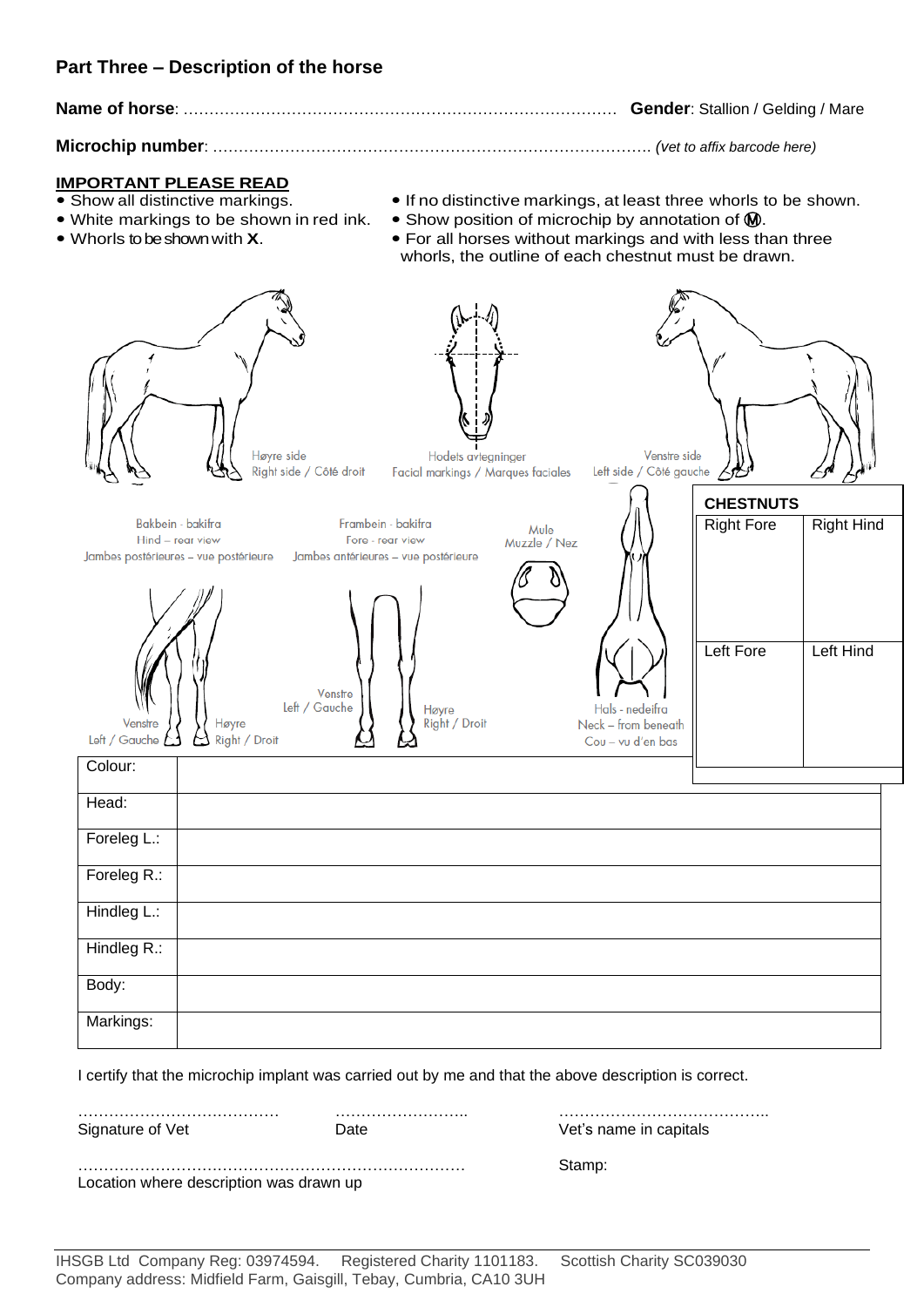## Part Three – Description of the horse

**Name of horse**: ………………………………………………………………………… **Gender**: Stallion / Gelding / Mare

**Microchip number**: …………………………………………………………………………. *(vet to affix barcode here)*

**IMPORTANT PLEASE READ**

- Show all distinctive markings.
- White markings to be shown in red ink.
- Whorls to be shown with **X**.
- If no distinctive markings, at least three whorls to be shown.
- Show position of microchip by annotation of Ⓜ.
- For all horses without markings and with less than three whorls, the outline of each chestnut must be drawn.

Høyre side
Right side / Côté droit

Hodets avtegninger
Facial markings / Marques faciales

Venstre side
Left side / Côté gauche

Bakbein - bakifra
Hind – rear view
Jambes postérieures – vue postérieure

Venstre
Left / Gauche

Høyre
Right / Droit

Frambein - bakifra
Fore - rear view
Jambes antérieures – vue postérieure

Venstre
Left / Gauche

Høyre
Right / Droit

Mule
Muzzle / Nez

Hals - nedeifra
Neck – from beneath
Cou – vu d'en bas

**CHESTNUTS**

| | |
|---|---|
| Right Fore | Right Hind |
| Left Fore | Left Hind |

| | |
|---|---|
| Colour: | |
| Head: | |
| Foreleg L.: | |
| Foreleg R.: | |
| Hindleg L.: | |
| Hindleg R.: | |
| Body: | |
| Markings: | |

I certify that the microchip implant was carried out by me and that the above description is correct.

…………………………………
Signature of Vet

……………………..
Date

…………………………………..
Vet's name in capitals

…………………………………………………………………
Location where description was drawn up

Stamp:

IHSGB Ltd Company Reg: 03974594. Registered Charity 1101183. Scottish Charity SC039030
Company address: Midfield Farm, Gaisgill, Tebay, Cumbria, CA10 3UH